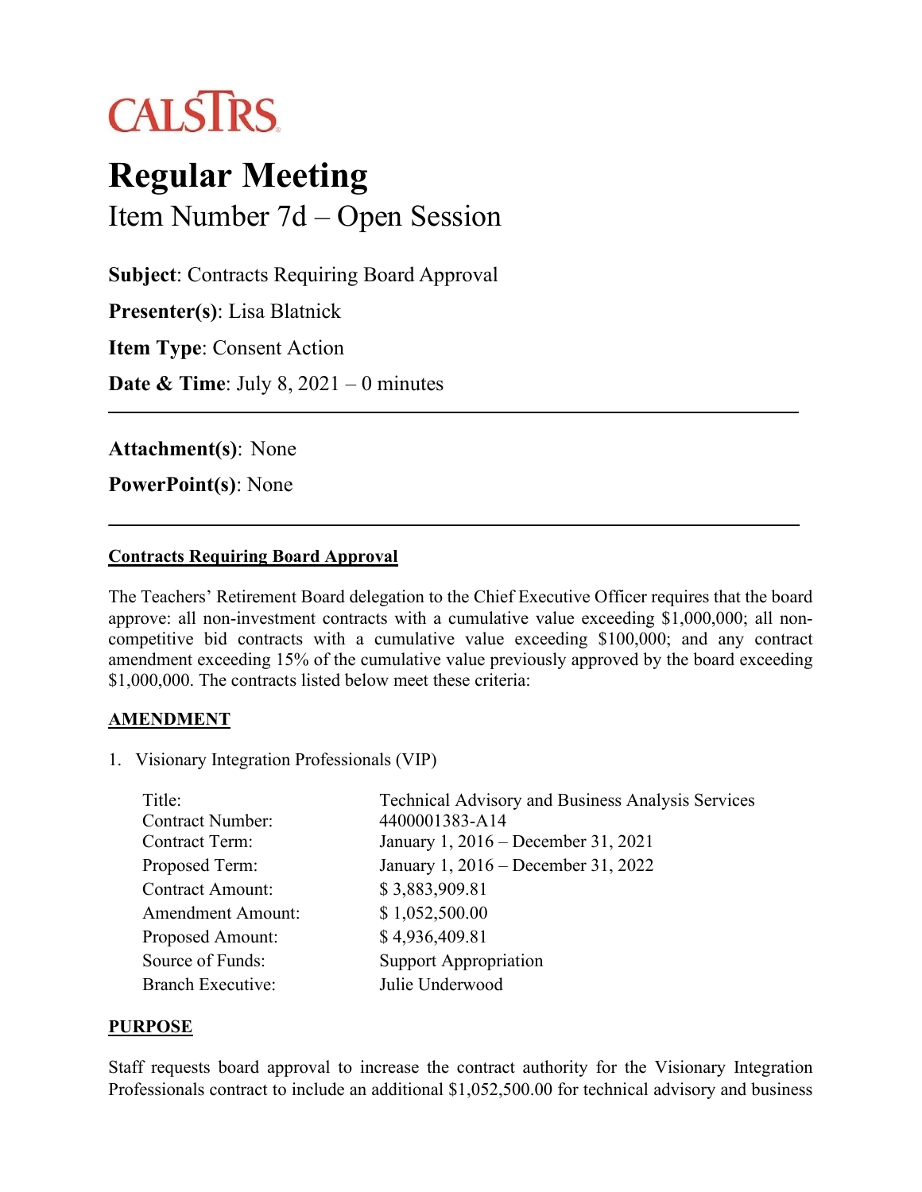CALSTRS

# Regular Meeting

## Item Number 7d – Open Session

**Subject**: Contracts Requiring Board Approval

**Presenter(s)**: Lisa Blatnick

**Item Type**: Consent Action

**Date & Time**: July 8, 2021 – 0 minutes

---

**Attachment(s)**: None

**PowerPoint(s)**: None

---

### Contracts Requiring Board Approval

The Teachers' Retirement Board delegation to the Chief Executive Officer requires that the board approve: all non-investment contracts with a cumulative value exceeding $1,000,000; all non-competitive bid contracts with a cumulative value exceeding $100,000; and any contract amendment exceeding 15% of the cumulative value previously approved by the board exceeding $1,000,000. The contracts listed below meet these criteria:

### AMENDMENT

1. Visionary Integration Professionals (VIP)

| | |
|---|---|
| Title: | Technical Advisory and Business Analysis Services |
| Contract Number: | 4400001383-A14 |
| Contract Term: | January 1, 2016 – December 31, 2021 |
| Proposed Term: | January 1, 2016 – December 31, 2022 |
| Contract Amount: | $ 3,883,909.81 |
| Amendment Amount: | $ 1,052,500.00 |
| Proposed Amount: | $ 4,936,409.81 |
| Source of Funds: | Support Appropriation |
| Branch Executive: | Julie Underwood |

### PURPOSE

Staff requests board approval to increase the contract authority for the Visionary Integration Professionals contract to include an additional $1,052,500.00 for technical advisory and business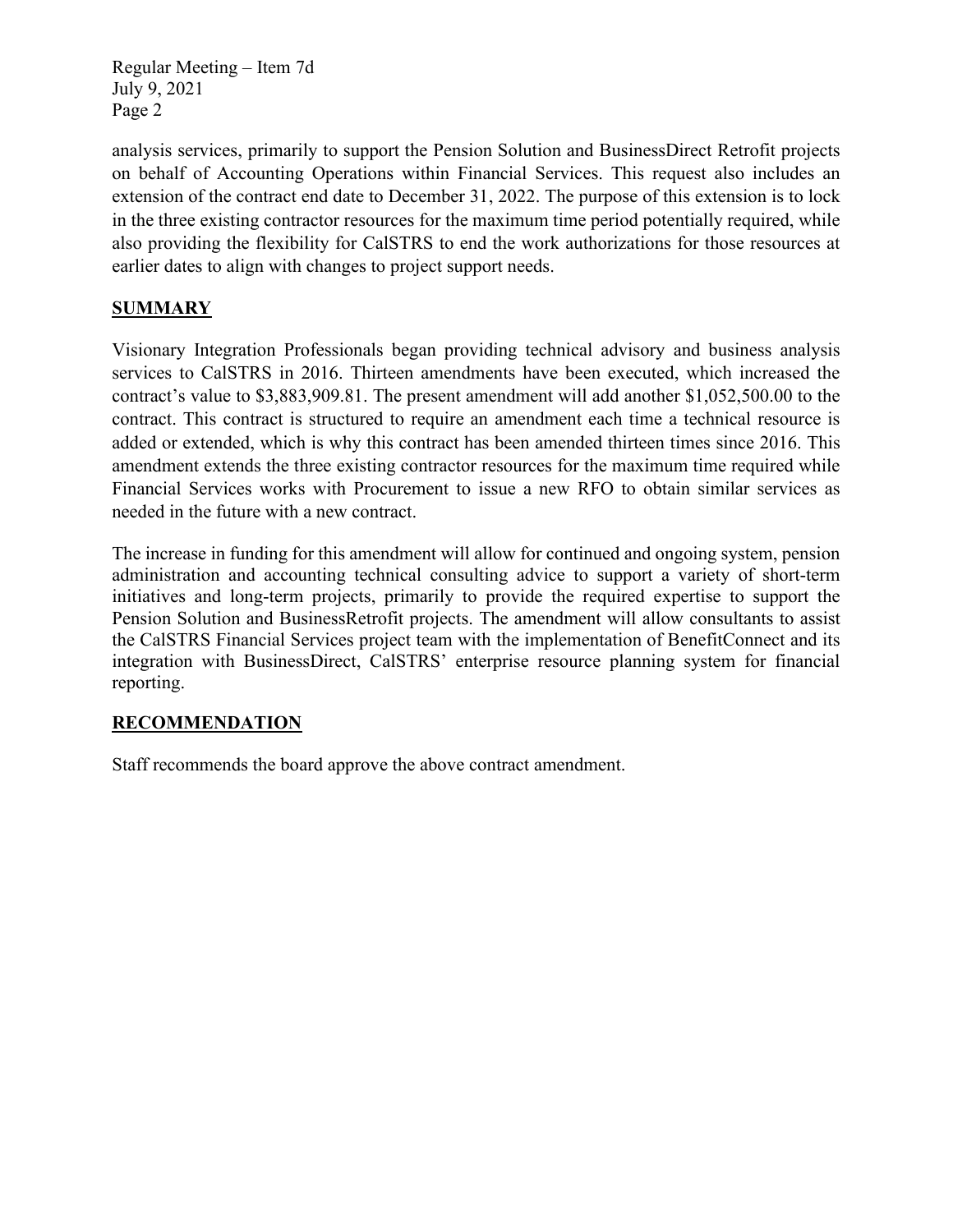analysis services, primarily to support the Pension Solution and BusinessDirect Retrofit projects on behalf of Accounting Operations within Financial Services. This request also includes an extension of the contract end date to December 31, 2022. The purpose of this extension is to lock in the three existing contractor resources for the maximum time period potentially required, while also providing the flexibility for CalSTRS to end the work authorizations for those resources at earlier dates to align with changes to project support needs.

## SUMMARY

Visionary Integration Professionals began providing technical advisory and business analysis services to CalSTRS in 2016. Thirteen amendments have been executed, which increased the contract's value to $3,883,909.81. The present amendment will add another $1,052,500.00 to the contract. This contract is structured to require an amendment each time a technical resource is added or extended, which is why this contract has been amended thirteen times since 2016. This amendment extends the three existing contractor resources for the maximum time required while Financial Services works with Procurement to issue a new RFO to obtain similar services as needed in the future with a new contract.

The increase in funding for this amendment will allow for continued and ongoing system, pension administration and accounting technical consulting advice to support a variety of short-term initiatives and long-term projects, primarily to provide the required expertise to support the Pension Solution and BusinessRetrofit projects. The amendment will allow consultants to assist the CalSTRS Financial Services project team with the implementation of BenefitConnect and its integration with BusinessDirect, CalSTRS' enterprise resource planning system for financial reporting.

## RECOMMENDATION

Staff recommends the board approve the above contract amendment.